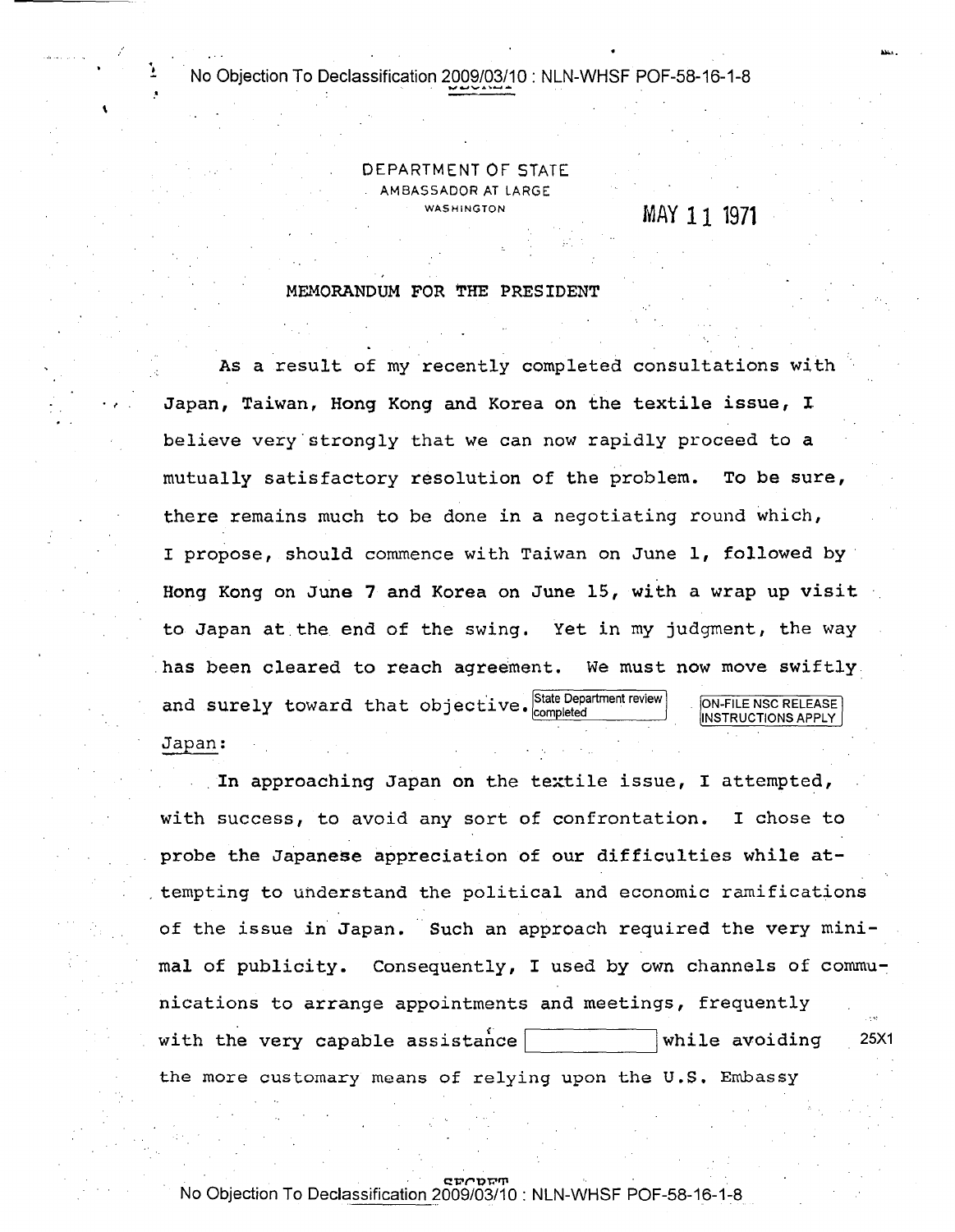DEPARTMENT OF STATE
AMBASSADOR AT LARGE
WASHINGTON

MAY 11 1971

MEMORANDUM FOR THE PRESIDENT

As a result of my recently completed consultations with Japan, Taiwan, Hong Kong and Korea on the textile issue, I believe very strongly that we can now rapidly proceed to a mutually satisfactory resolution of the problem. To be sure, there remains much to be done in a negotiating round which, I propose, should commence with Taiwan on June 1, followed by Hong Kong on June 7 and Korea on June 15, with a wrap up visit to Japan at the end of the swing. Yet in my judgment, the way has been cleared to reach agreement. We must now move swiftly and surely toward that objective.

Japan:

In approaching Japan on the textile issue, I attempted, with success, to avoid any sort of confrontation. I chose to probe the Japanese appreciation of our difficulties while attempting to understand the political and economic ramifications of the issue in Japan. Such an approach required the very minimal of publicity. Consequently, I used by own channels of communications to arrange appointments and meetings, frequently with the very capable assistance [ ] while avoiding the more customary means of relying upon the U.S. Embassy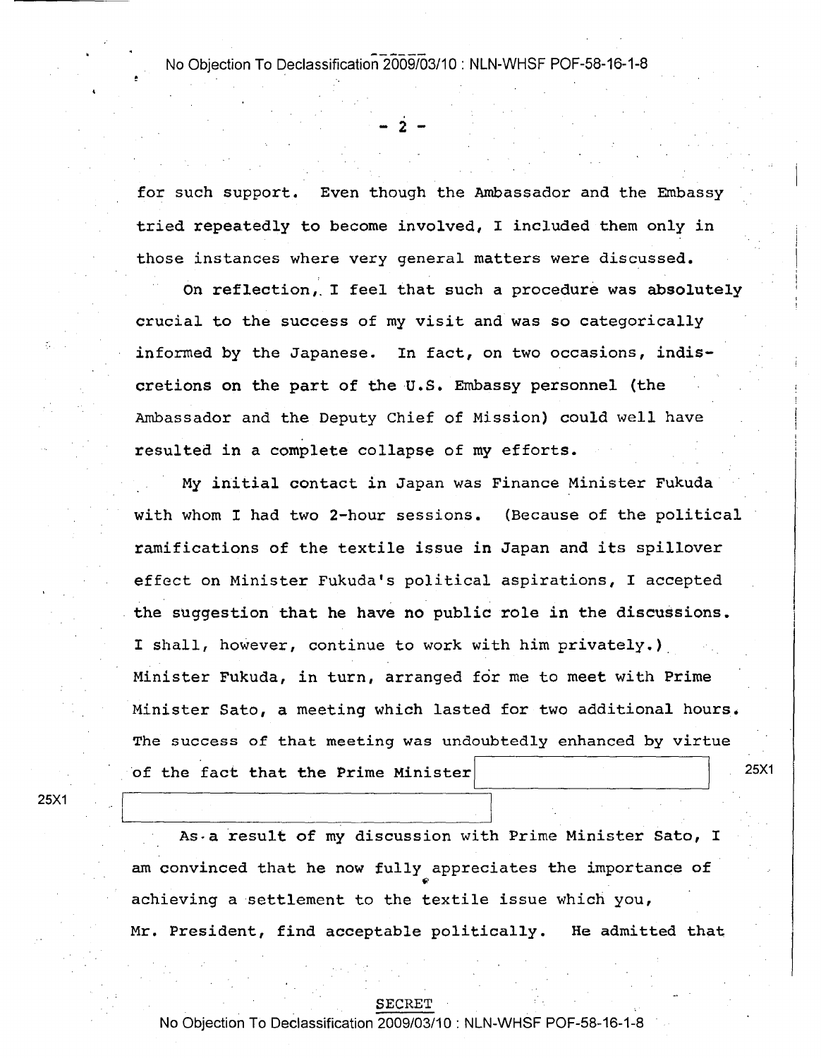for such support. Even though the Ambassador and the Embassy tried repeatedly to become involved, I included them only in those instances where very general matters were discussed.

On reflection, I feel that such a procedure was absolutely crucial to the success of my visit and was so categorically informed by the Japanese. In fact, on two occasions, indiscretions on the part of the U.S. Embassy personnel (the Ambassador and the Deputy Chief of Mission) could well have resulted in a complete collapse of my efforts.

My initial contact in Japan was Finance Minister Fukuda with whom I had two 2-hour sessions. (Because of the political ramifications of the textile issue in Japan and its spillover effect on Minister Fukuda's political aspirations, I accepted the suggestion that he have no public role in the discussions. I shall, however, continue to work with him privately.) Minister Fukuda, in turn, arranged for me to meet with Prime Minister Sato, a meeting which lasted for two additional hours. The success of that meeting was undoubtedly enhanced by virtue of the fact that the Prime Minister [25X1]

[25X1]

As a result of my discussion with Prime Minister Sato, I am convinced that he now fully appreciates the importance of achieving a settlement to the textile issue which you, Mr. President, find acceptable politically. He admitted that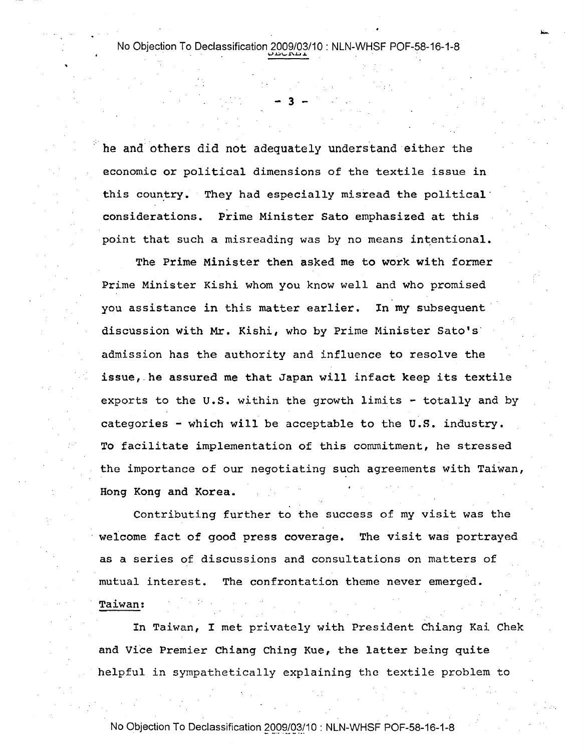he and others did not adequately understand either the economic or political dimensions of the textile issue in this country. They had especially misread the political considerations. Prime Minister Sato emphasized at this point that such a misreading was by no means intentional.

The Prime Minister then asked me to work with former Prime Minister Kishi whom you know well and who promised you assistance in this matter earlier. In my subsequent discussion with Mr. Kishi, who by Prime Minister Sato's admission has the authority and influence to resolve the issue, he assured me that Japan will infact keep its textile exports to the U.S. within the growth limits - totally and by categories - which will be acceptable to the U.S. industry. To facilitate implementation of this commitment, he stressed the importance of our negotiating such agreements with Taiwan, Hong Kong and Korea.

Contributing further to the success of my visit was the welcome fact of good press coverage. The visit was portrayed as a series of discussions and consultations on matters of mutual interest. The confrontation theme never emerged.

Taiwan:

In Taiwan, I met privately with President Chiang Kai Chek and Vice Premier Chiang Ching Kue, the latter being quite helpful in sympathetically explaining the textile problem to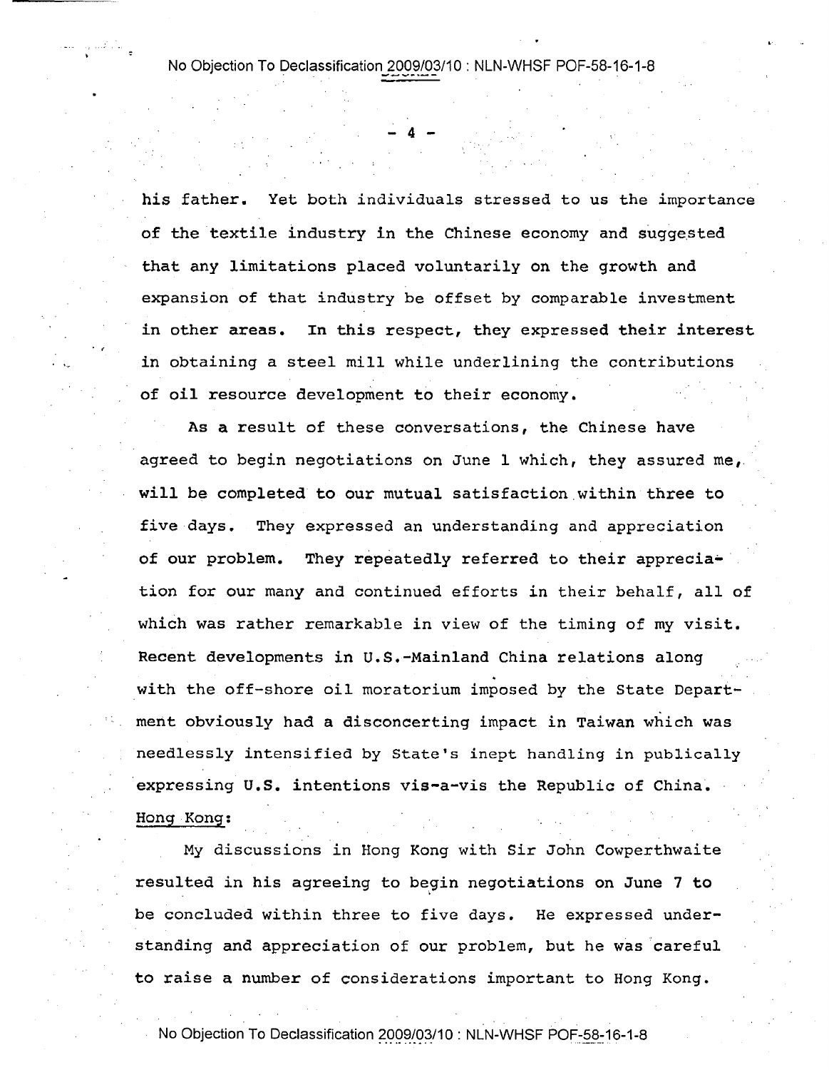his father. Yet both individuals stressed to us the importance of the textile industry in the Chinese economy and suggested that any limitations placed voluntarily on the growth and expansion of that industry be offset by comparable investment in other areas. In this respect, they expressed their interest in obtaining a steel mill while underlining the contributions of oil resource development to their economy.

As a result of these conversations, the Chinese have agreed to begin negotiations on June 1 which, they assured me, will be completed to our mutual satisfaction within three to five days. They expressed an understanding and appreciation of our problem. They repeatedly referred to their appreciation for our many and continued efforts in their behalf, all of which was rather remarkable in view of the timing of my visit. Recent developments in U.S.-Mainland China relations along with the off-shore oil moratorium imposed by the State Department obviously had a disconcerting impact in Taiwan which was needlessly intensified by State's inept handling in publically expressing U.S. intentions vis-a-vis the Republic of China.

Hong Kong:

My discussions in Hong Kong with Sir John Cowperthwaite resulted in his agreeing to begin negotiations on June 7 to be concluded within three to five days. He expressed understanding and appreciation of our problem, but he was careful to raise a number of considerations important to Hong Kong.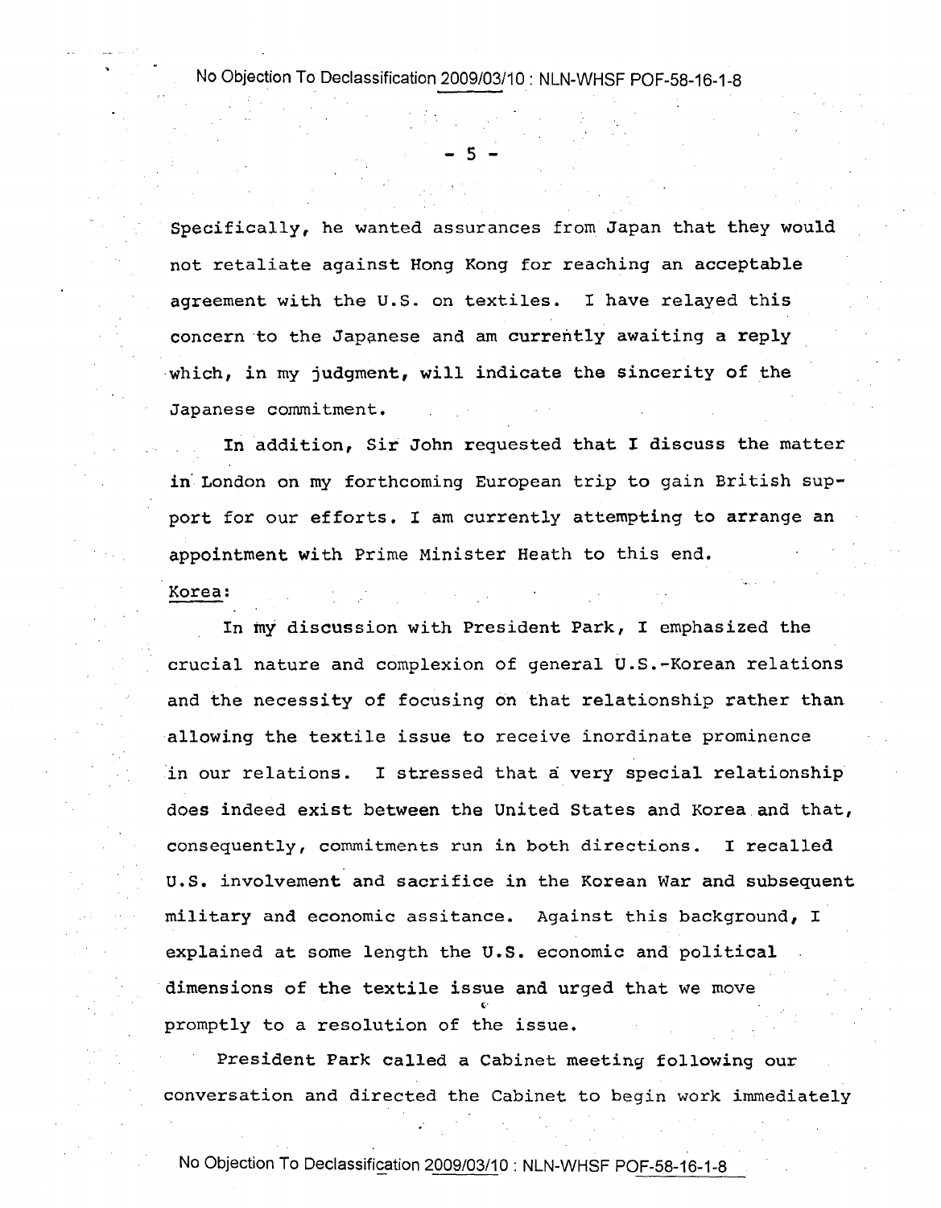Specifically, he wanted assurances from Japan that they would not retaliate against Hong Kong for reaching an acceptable agreement with the U.S. on textiles. I have relayed this concern to the Japanese and am currently awaiting a reply which, in my judgment, will indicate the sincerity of the Japanese commitment.

In addition, Sir John requested that I discuss the matter in London on my forthcoming European trip to gain British support for our efforts. I am currently attempting to arrange an appointment with Prime Minister Heath to this end.

Korea:

In my discussion with President Park, I emphasized the crucial nature and complexion of general U.S.-Korean relations and the necessity of focusing on that relationship rather than allowing the textile issue to receive inordinate prominence in our relations. I stressed that a very special relationship does indeed exist between the United States and Korea and that, consequently, commitments run in both directions. I recalled U.S. involvement and sacrifice in the Korean War and subsequent military and economic assitance. Against this background, I explained at some length the U.S. economic and political dimensions of the textile issue and urged that we move promptly to a resolution of the issue.

President Park called a Cabinet meeting following our conversation and directed the Cabinet to begin work immediately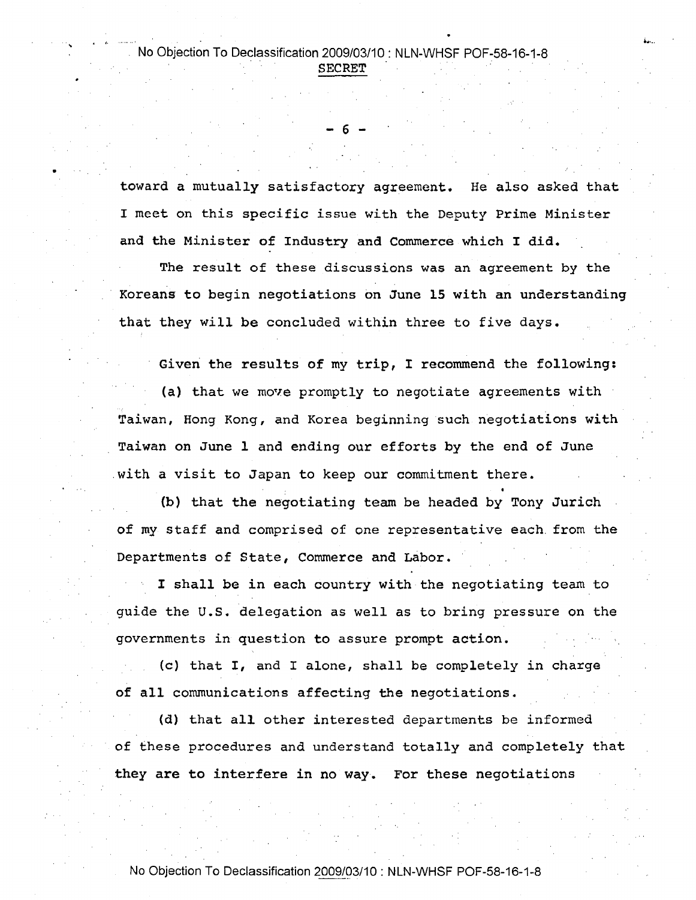toward a mutually satisfactory agreement. He also asked that I meet on this specific issue with the Deputy Prime Minister and the Minister of Industry and Commerce which I did.

The result of these discussions was an agreement by the Koreans to begin negotiations on June 15 with an understanding that they will be concluded within three to five days.

Given the results of my trip, I recommend the following:

(a) that we move promptly to negotiate agreements with Taiwan, Hong Kong, and Korea beginning such negotiations with Taiwan on June 1 and ending our efforts by the end of June with a visit to Japan to keep our commitment there.

(b) that the negotiating team be headed by Tony Jurich of my staff and comprised of one representative each from the Departments of State, Commerce and Labor.

I shall be in each country with the negotiating team to guide the U.S. delegation as well as to bring pressure on the governments in question to assure prompt action.

(c) that I, and I alone, shall be completely in charge of all communications affecting the negotiations.

(d) that all other interested departments be informed of these procedures and understand totally and completely that they are to interfere in no way. For these negotiations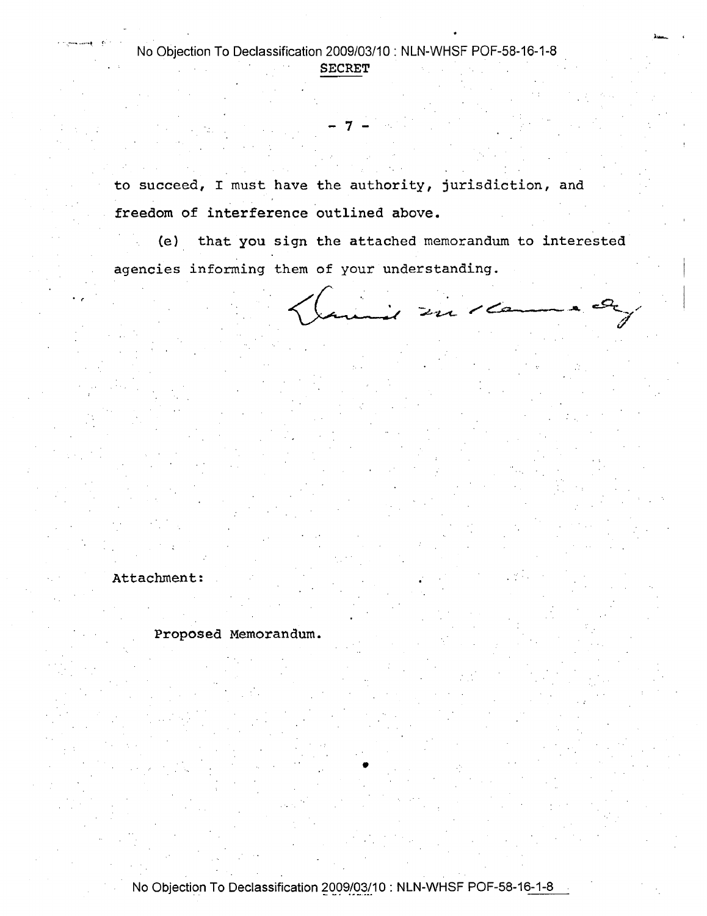SECRET

to succeed, I must have the authority, jurisdiction, and freedom of interference outlined above.

(e) that you sign the attached memorandum to interested agencies informing them of your understanding.

Attachment:

Proposed Memorandum.